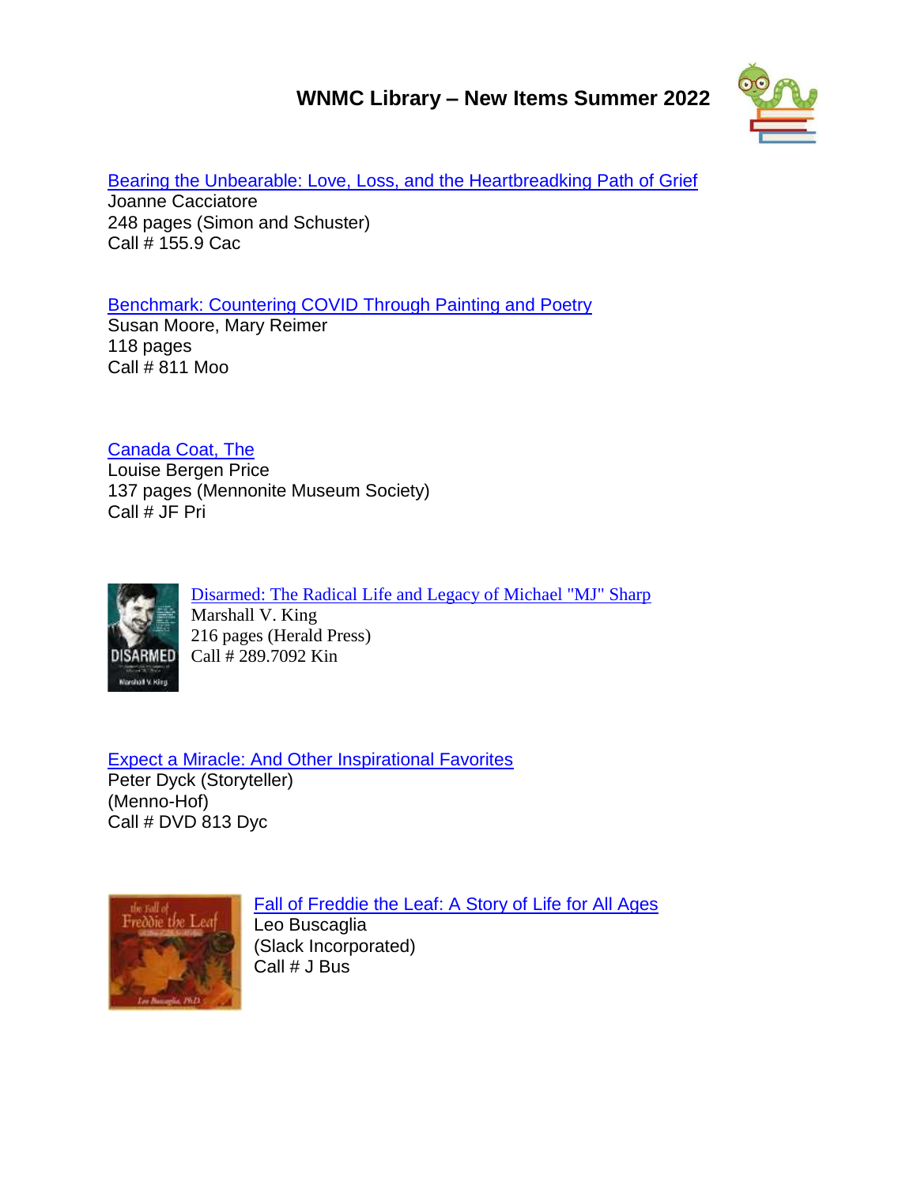# WNMC Library – New Items Summer 2022

[Bearing the Unbearable: Love, Loss, and the Heartbreadking Path of Grief]
Joanne Cacciatore
248 pages (Simon and Schuster)
Call # 155.9 Cac

[Benchmark: Countering COVID Through Painting and Poetry]
Susan Moore, Mary Reimer
118 pages
Call # 811 Moo

[Canada Coat, The]
Louise Bergen Price
137 pages (Mennonite Museum Society)
Call # JF Pri

[Disarmed: The Radical Life and Legacy of Michael "MJ" Sharp]
Marshall V. King
216 pages (Herald Press)
Call # 289.7092 Kin

[Expect a Miracle: And Other Inspirational Favorites]
Peter Dyck (Storyteller)
(Menno-Hof)
Call # DVD 813 Dyc

[Fall of Freddie the Leaf: A Story of Life for All Ages]
Leo Buscaglia
(Slack Incorporated)
Call # J Bus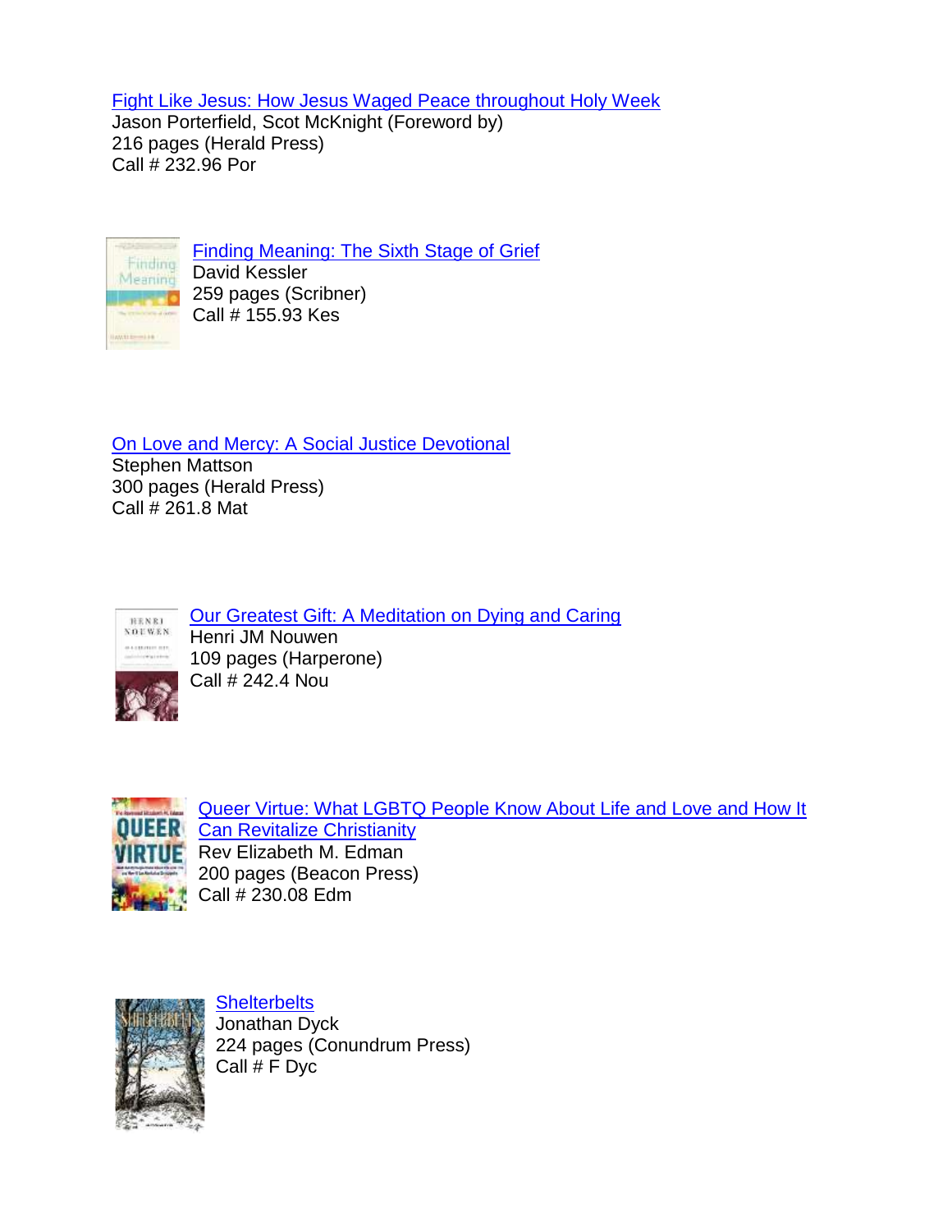[Fight Like Jesus: How Jesus Waged Peace throughout Holy Week]
Jason Porterfield, Scot McKnight (Foreword by)
216 pages (Herald Press)
Call # 232.96 Por

[Finding Meaning: The Sixth Stage of Grief]
David Kessler
259 pages (Scribner)
Call # 155.93 Kes

[On Love and Mercy: A Social Justice Devotional]
Stephen Mattson
300 pages (Herald Press)
Call # 261.8 Mat

[Our Greatest Gift: A Meditation on Dying and Caring]
Henri JM Nouwen
109 pages (Harperone)
Call # 242.4 Nou

[Queer Virtue: What LGBTQ People Know About Life and Love and How It Can Revitalize Christianity]
Rev Elizabeth M. Edman
200 pages (Beacon Press)
Call # 230.08 Edm

[Shelterbelts]
Jonathan Dyck
224 pages (Conundrum Press)
Call # F Dyc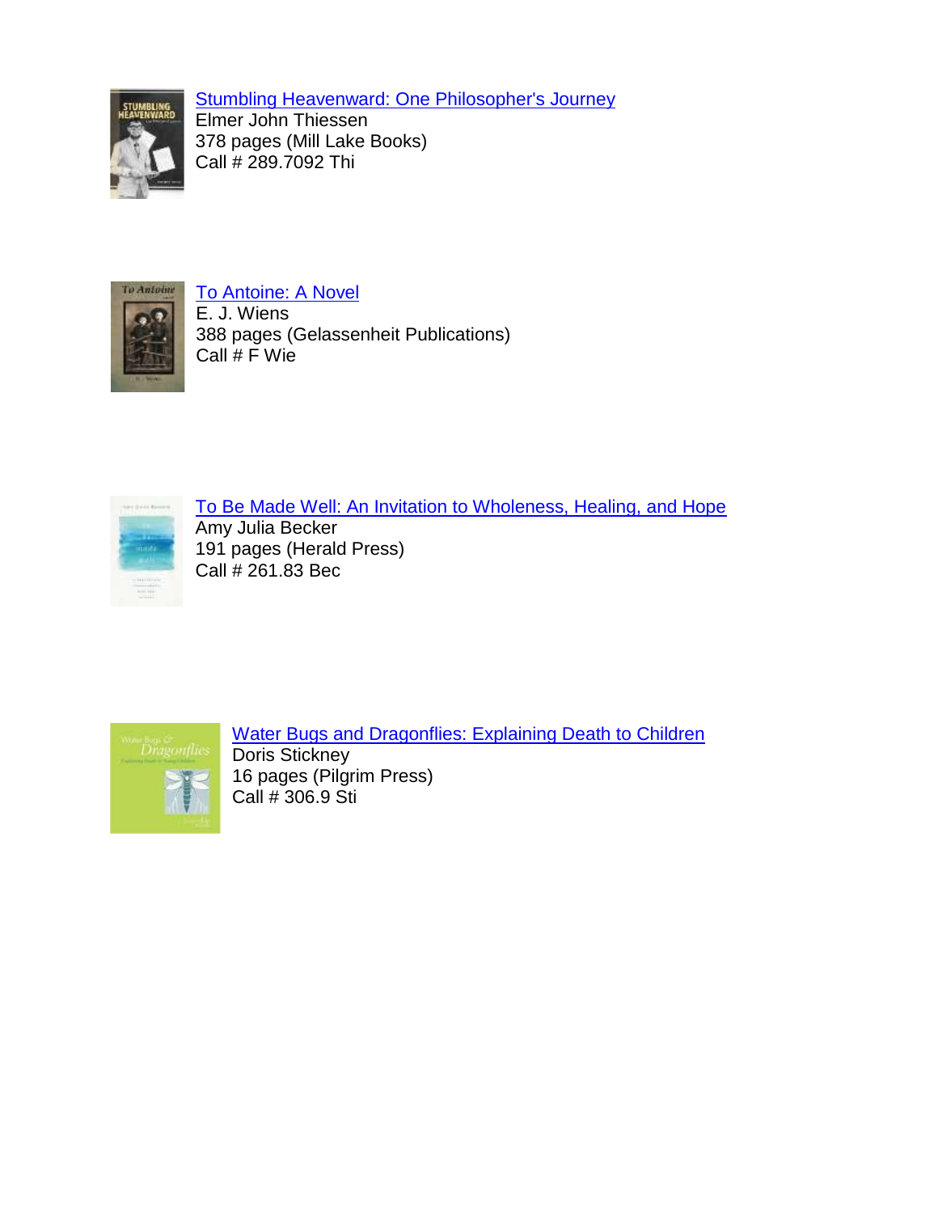[Stumbling Heavenward: One Philosopher's Journey]
Elmer John Thiessen
378 pages (Mill Lake Books)
Call # 289.7092 Thi

[To Antoine: A Novel]
E. J. Wiens
388 pages (Gelassenheit Publications)
Call # F Wie

[To Be Made Well: An Invitation to Wholeness, Healing, and Hope]
Amy Julia Becker
191 pages (Herald Press)
Call # 261.83 Bec

[Water Bugs and Dragonflies: Explaining Death to Children]
Doris Stickney
16 pages (Pilgrim Press)
Call # 306.9 Sti